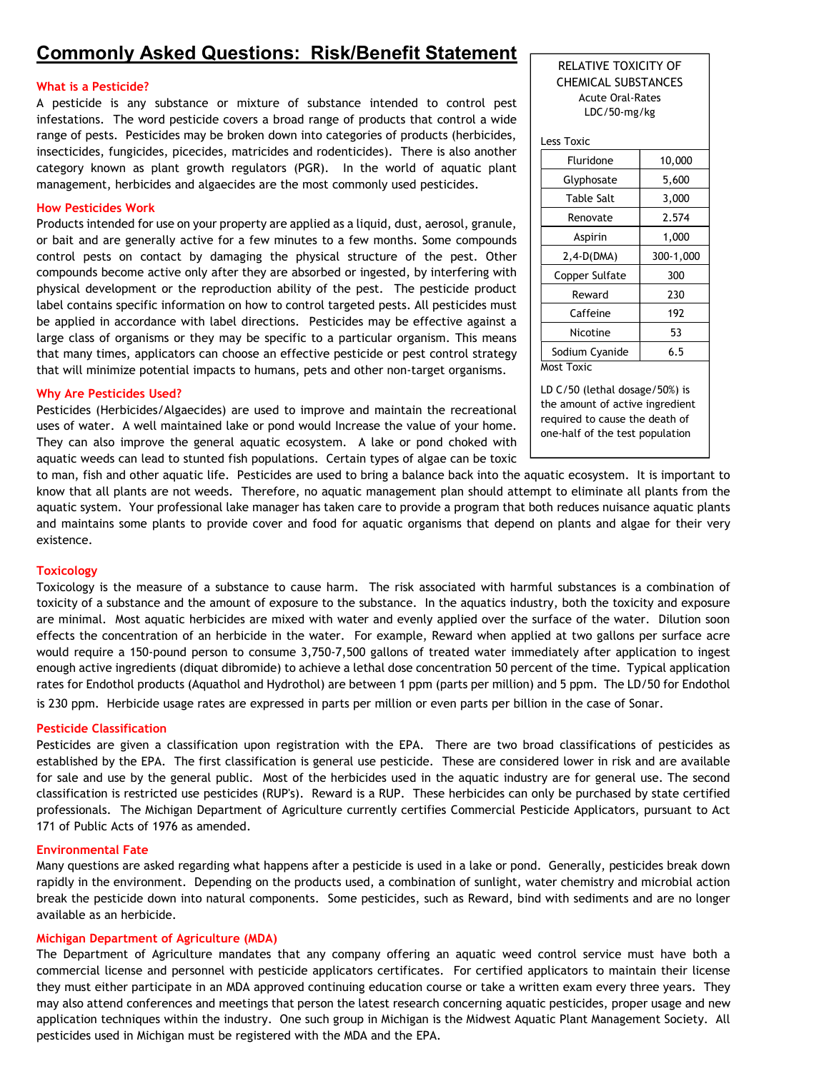# Commonly Asked Questions: Risk/Benefit Statement

### What is a Pesticide?

A pesticide is any substance or mixture of substance intended to control pest infestations. The word pesticide covers a broad range of products that control a wide range of pests. Pesticides may be broken down into categories of products (herbicides, insecticides, fungicides, picecides, matricides and rodenticides). There is also another category known as plant growth regulators (PGR). In the world of aquatic plant management, herbicides and algaecides are the most commonly used pesticides.

### How Pesticides Work

Products intended for use on your property are applied as a liquid, dust, aerosol, granule, or bait and are generally active for a few minutes to a few months. Some compounds control pests on contact by damaging the physical structure of the pest. Other compounds become active only after they are absorbed or ingested, by interfering with physical development or the reproduction ability of the pest. The pesticide product label contains specific information on how to control targeted pests. All pesticides must be applied in accordance with label directions. Pesticides may be effective against a large class of organisms or they may be specific to a particular organism. This means that many times, applicators can choose an effective pesticide or pest control strategy that will minimize potential impacts to humans, pets and other non-target organisms.

RELATIVE TOXICITY OF CHEMICAL SUBSTANCES
Acute Oral-Rates
LDC/50-mg/kg

Less Toxic

| Substance | LDC/50-mg/kg |
|---|---|
| Fluridone | 10,000 |
| Glyphosate | 5,600 |
| Table Salt | 3,000 |
| Renovate | 2.574 |
| Aspirin | 1,000 |
| 2,4-D(DMA) | 300-1,000 |
| Copper Sulfate | 300 |
| Reward | 230 |
| Caffeine | 192 |
| Nicotine | 53 |
| Sodium Cyanide | 6.5 |

Most Toxic

LD C/50 (lethal dosage/50%) is the amount of active ingredient required to cause the death of one-half of the test population

### Why Are Pesticides Used?

Pesticides (Herbicides/Algaecides) are used to improve and maintain the recreational uses of water. A well maintained lake or pond would Increase the value of your home. They can also improve the general aquatic ecosystem. A lake or pond choked with aquatic weeds can lead to stunted fish populations. Certain types of algae can be toxic to man, fish and other aquatic life. Pesticides are used to bring a balance back into the aquatic ecosystem. It is important to know that all plants are not weeds. Therefore, no aquatic management plan should attempt to eliminate all plants from the aquatic system. Your professional lake manager has taken care to provide a program that both reduces nuisance aquatic plants and maintains some plants to provide cover and food for aquatic organisms that depend on plants and algae for their very existence.

### Toxicology

Toxicology is the measure of a substance to cause harm. The risk associated with harmful substances is a combination of toxicity of a substance and the amount of exposure to the substance. In the aquatics industry, both the toxicity and exposure are minimal. Most aquatic herbicides are mixed with water and evenly applied over the surface of the water. Dilution soon effects the concentration of an herbicide in the water. For example, Reward when applied at two gallons per surface acre would require a 150-pound person to consume 3,750-7,500 gallons of treated water immediately after application to ingest enough active ingredients (diquat dibromide) to achieve a lethal dose concentration 50 percent of the time. Typical application rates for Endothol products (Aquathol and Hydrothol) are between 1 ppm (parts per million) and 5 ppm. The LD/50 for Endothol is 230 ppm. Herbicide usage rates are expressed in parts per million or even parts per billion in the case of Sonar.

### Pesticide Classification

Pesticides are given a classification upon registration with the EPA. There are two broad classifications of pesticides as established by the EPA. The first classification is general use pesticide. These are considered lower in risk and are available for sale and use by the general public. Most of the herbicides used in the aquatic industry are for general use. The second classification is restricted use pesticides (RUP's). Reward is a RUP. These herbicides can only be purchased by state certified professionals. The Michigan Department of Agriculture currently certifies Commercial Pesticide Applicators, pursuant to Act 171 of Public Acts of 1976 as amended.

### Environmental Fate

Many questions are asked regarding what happens after a pesticide is used in a lake or pond. Generally, pesticides break down rapidly in the environment. Depending on the products used, a combination of sunlight, water chemistry and microbial action break the pesticide down into natural components. Some pesticides, such as Reward, bind with sediments and are no longer available as an herbicide.

### Michigan Department of Agriculture (MDA)

The Department of Agriculture mandates that any company offering an aquatic weed control service must have both a commercial license and personnel with pesticide applicators certificates. For certified applicators to maintain their license they must either participate in an MDA approved continuing education course or take a written exam every three years. They may also attend conferences and meetings that person the latest research concerning aquatic pesticides, proper usage and new application techniques within the industry. One such group in Michigan is the Midwest Aquatic Plant Management Society. All pesticides used in Michigan must be registered with the MDA and the EPA.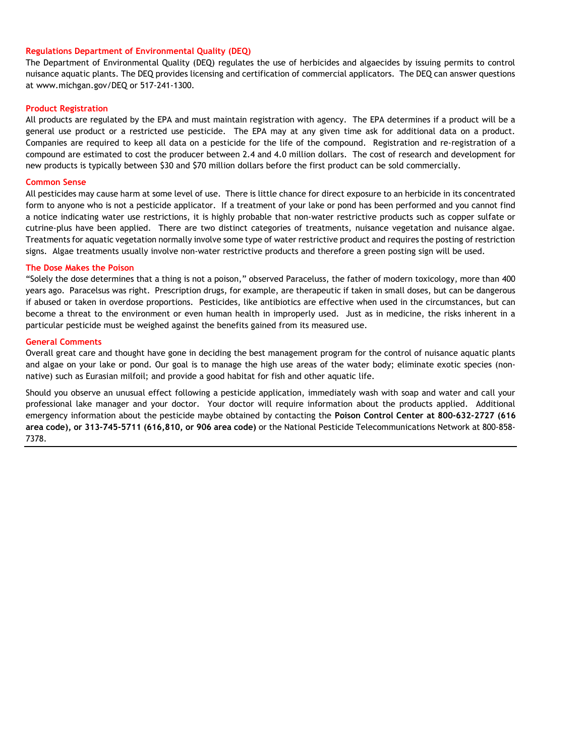## Regulations Department of Environmental Quality (DEQ)

The Department of Environmental Quality (DEQ) regulates the use of herbicides and algaecides by issuing permits to control nuisance aquatic plants. The DEQ provides licensing and certification of commercial applicators. The DEQ can answer questions at www.michgan.gov/DEQ or 517-241-1300.

## Product Registration

All products are regulated by the EPA and must maintain registration with agency. The EPA determines if a product will be a general use product or a restricted use pesticide. The EPA may at any given time ask for additional data on a product. Companies are required to keep all data on a pesticide for the life of the compound. Registration and re-registration of a compound are estimated to cost the producer between 2.4 and 4.0 million dollars. The cost of research and development for new products is typically between $30 and $70 million dollars before the first product can be sold commercially.

## Common Sense

All pesticides may cause harm at some level of use. There is little chance for direct exposure to an herbicide in its concentrated form to anyone who is not a pesticide applicator. If a treatment of your lake or pond has been performed and you cannot find a notice indicating water use restrictions, it is highly probable that non-water restrictive products such as copper sulfate or cutrine-plus have been applied. There are two distinct categories of treatments, nuisance vegetation and nuisance algae. Treatments for aquatic vegetation normally involve some type of water restrictive product and requires the posting of restriction signs. Algae treatments usually involve non-water restrictive products and therefore a green posting sign will be used.

## The Dose Makes the Poison

"Solely the dose determines that a thing is not a poison," observed Paraceluss, the father of modern toxicology, more than 400 years ago. Paracelsus was right. Prescription drugs, for example, are therapeutic if taken in small doses, but can be dangerous if abused or taken in overdose proportions. Pesticides, like antibiotics are effective when used in the circumstances, but can become a threat to the environment or even human health in improperly used. Just as in medicine, the risks inherent in a particular pesticide must be weighed against the benefits gained from its measured use.

## General Comments

Overall great care and thought have gone in deciding the best management program for the control of nuisance aquatic plants and algae on your lake or pond. Our goal is to manage the high use areas of the water body; eliminate exotic species (non-native) such as Eurasian milfoil; and provide a good habitat for fish and other aquatic life.

Should you observe an unusual effect following a pesticide application, immediately wash with soap and water and call your professional lake manager and your doctor. Your doctor will require information about the products applied. Additional emergency information about the pesticide maybe obtained by contacting the **Poison Control Center at 800-632-2727 (616 area code), or 313-745-5711 (616,810, or 906 area code)** or the National Pesticide Telecommunications Network at 800-858-7378.